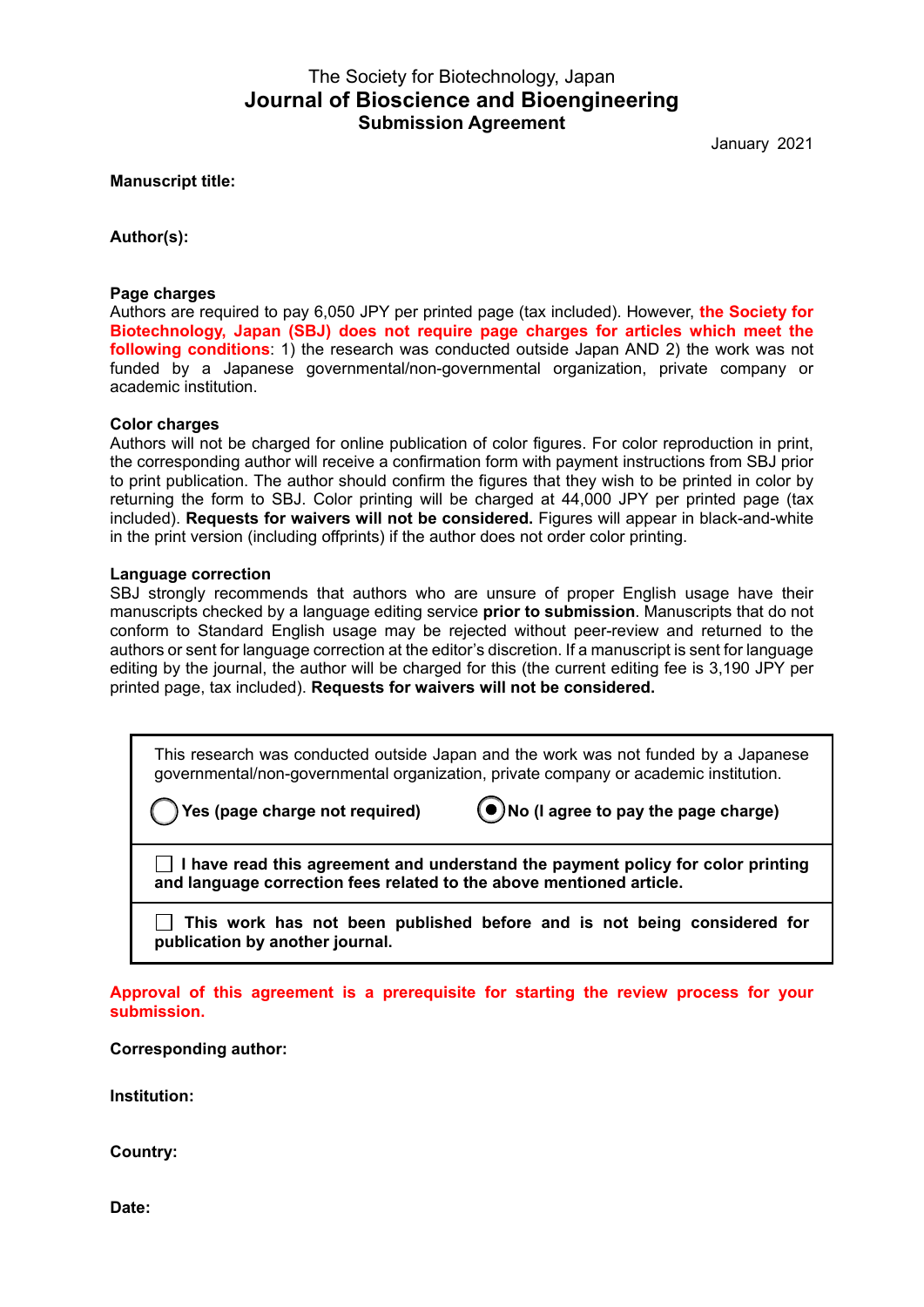The Society for Biotechnology, Japan

# Journal of Bioscience and Bioengineering

## Submission Agreement

January 2021

**Manuscript title:**

**Author(s):**

**Page charges**

Authors are required to pay 6,050 JPY per printed page (tax included). However, **the Society for Biotechnology, Japan (SBJ) does not require page charges for articles which meet the following conditions**: 1) the research was conducted outside Japan AND 2) the work was not funded by a Japanese governmental/non-governmental organization, private company or academic institution.

**Color charges**

Authors will not be charged for online publication of color figures. For color reproduction in print, the corresponding author will receive a confirmation form with payment instructions from SBJ prior to print publication. The author should confirm the figures that they wish to be printed in color by returning the form to SBJ. Color printing will be charged at 44,000 JPY per printed page (tax included). **Requests for waivers will not be considered.** Figures will appear in black-and-white in the print version (including offprints) if the author does not order color printing.

**Language correction**

SBJ strongly recommends that authors who are unsure of proper English usage have their manuscripts checked by a language editing service **prior to submission**. Manuscripts that do not conform to Standard English usage may be rejected without peer-review and returned to the authors or sent for language correction at the editor's discretion. If a manuscript is sent for language editing by the journal, the author will be charged for this (the current editing fee is 3,190 JPY per printed page, tax included). **Requests for waivers will not be considered.**

This research was conducted outside Japan and the work was not funded by a Japanese governmental/non-governmental organization, private company or academic institution.

○ **Yes (page charge not required)** ◉ **No (I agree to pay the page charge)**

☐ **I have read this agreement and understand the payment policy for color printing and language correction fees related to the above mentioned article.**

☐ **This work has not been published before and is not being considered for publication by another journal.**

**Approval of this agreement is a prerequisite for starting the review process for your submission.**

**Corresponding author:**

**Institution:**

**Country:**

**Date:**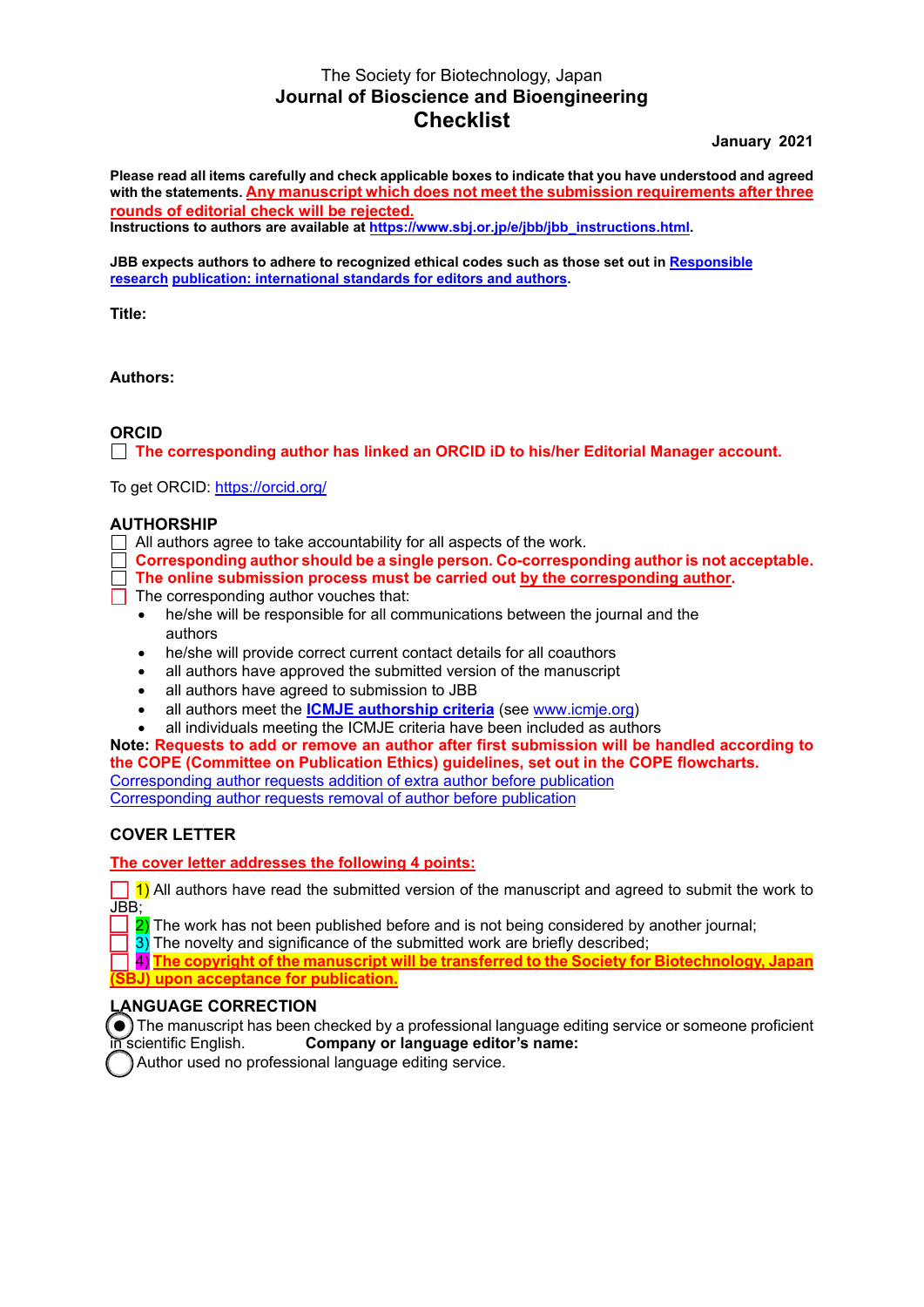The Society for Biotechnology, Japan

**Journal of Bioscience and Bioengineering**

# Checklist

**January 2021**

**Please read all items carefully and check applicable boxes to indicate that you have understood and agreed with the statements. Any manuscript which does not meet the submission requirements after three rounds of editorial check will be rejected.**
**Instructions to authors are available at https://www.sbj.or.jp/e/jbb/jbb_instructions.html.**

**JBB expects authors to adhere to recognized ethical codes such as those set out in Responsible research publication: international standards for editors and authors.**

**Title:**

**Authors:**

## ORCID

☐ **The corresponding author has linked an ORCID iD to his/her Editorial Manager account.**

To get ORCID: https://orcid.org/

## AUTHORSHIP

☐ All authors agree to take accountability for all aspects of the work.
☐ **Corresponding author should be a single person. Co-corresponding author is not acceptable.**
☐ **The online submission process must be carried out by the corresponding author.**
☐ The corresponding author vouches that:

- he/she will be responsible for all communications between the journal and the authors
- he/she will provide correct current contact details for all coauthors
- all authors have approved the submitted version of the manuscript
- all authors have agreed to submission to JBB
- all authors meet the **ICMJE authorship criteria** (see www.icmje.org)
- all individuals meeting the ICMJE criteria have been included as authors

**Note: Requests to add or remove an author after first submission will be handled according to the COPE (Committee on Publication Ethics) guidelines, set out in the COPE flowcharts.**
Corresponding author requests addition of extra author before publication
Corresponding author requests removal of author before publication

## COVER LETTER

The cover letter addresses the following 4 points:

☐ 1) All authors have read the submitted version of the manuscript and agreed to submit the work to JBB;
☐ 2) The work has not been published before and is not being considered by another journal;
☐ 3) The novelty and significance of the submitted work are briefly described;
☐ **4) The copyright of the manuscript will be transferred to the Society for Biotechnology, Japan (SBJ) upon acceptance for publication.**

## LANGUAGE CORRECTION

◉ The manuscript has been checked by a professional language editing service or someone proficient in scientific English. **Company or language editor's name:**
○ Author used no professional language editing service.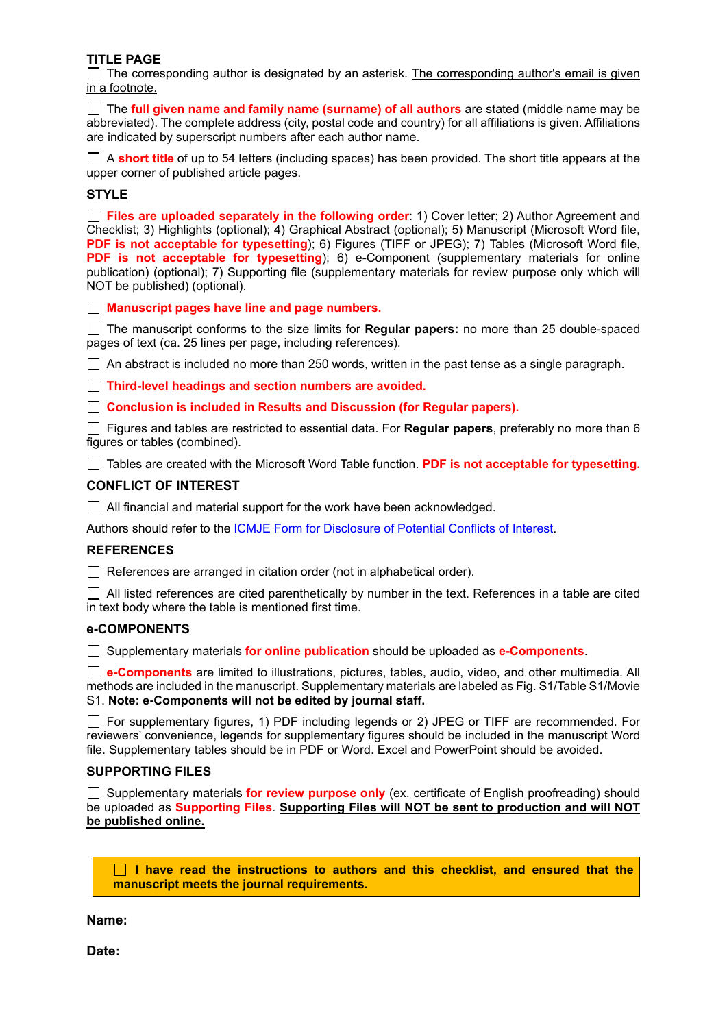## TITLE PAGE

- [ ] The corresponding author is designated by an asterisk. The corresponding author's email is given in a footnote.

- [ ] The **full given name and family name (surname) of all authors** are stated (middle name may be abbreviated). The complete address (city, postal code and country) for all affiliations is given. Affiliations are indicated by superscript numbers after each author name.

- [ ] A **short title** of up to 54 letters (including spaces) has been provided. The short title appears at the upper corner of published article pages.

## STYLE

- [ ] **Files are uploaded separately in the following order**: 1) Cover letter; 2) Author Agreement and Checklist; 3) Highlights (optional); 4) Graphical Abstract (optional); 5) Manuscript (Microsoft Word file, **PDF is not acceptable for typesetting**); 6) Figures (TIFF or JPEG); 7) Tables (Microsoft Word file, **PDF is not acceptable for typesetting**); 6) e-Component (supplementary materials for online publication) (optional); 7) Supporting file (supplementary materials for review purpose only which will NOT be published) (optional).

- [ ] **Manuscript pages have line and page numbers.**

- [ ] The manuscript conforms to the size limits for **Regular papers:** no more than 25 double-spaced pages of text (ca. 25 lines per page, including references).

- [ ] An abstract is included no more than 250 words, written in the past tense as a single paragraph.

- [ ] **Third-level headings and section numbers are avoided.**

- [ ] **Conclusion is included in Results and Discussion (for Regular papers).**

- [ ] Figures and tables are restricted to essential data. For **Regular papers**, preferably no more than 6 figures or tables (combined).

- [ ] Tables are created with the Microsoft Word Table function. **PDF is not acceptable for typesetting.**

## CONFLICT OF INTEREST

- [ ] All financial and material support for the work have been acknowledged.

Authors should refer to the ICMJE Form for Disclosure of Potential Conflicts of Interest.

## REFERENCES

- [ ] References are arranged in citation order (not in alphabetical order).

- [ ] All listed references are cited parenthetically by number in the text. References in a table are cited in text body where the table is mentioned first time.

## e-COMPONENTS

- [ ] Supplementary materials **for online publication** should be uploaded as **e-Components**.

- [ ] **e-Components** are limited to illustrations, pictures, tables, audio, video, and other multimedia. All methods are included in the manuscript. Supplementary materials are labeled as Fig. S1/Table S1/Movie S1. **Note: e-Components will not be edited by journal staff.**

- [ ] For supplementary figures, 1) PDF including legends or 2) JPEG or TIFF are recommended. For reviewers' convenience, legends for supplementary figures should be included in the manuscript Word file. Supplementary tables should be in PDF or Word. Excel and PowerPoint should be avoided.

## SUPPORTING FILES

- [ ] Supplementary materials **for review purpose only** (ex. certificate of English proofreading) should be uploaded as **Supporting Files**. **Supporting Files will NOT be sent to production and will NOT be published online.**

- [ ] **I have read the instructions to authors and this checklist, and ensured that the manuscript meets the journal requirements.**

**Name:**

**Date:**